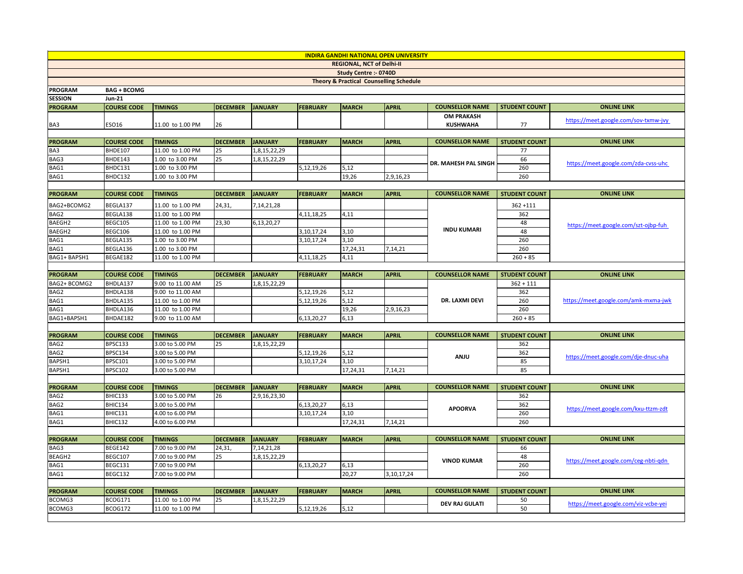# INDIRA GANDHI NATIONAL OPEN UNIVERSITY

## REGIONAL, NCT of Delhi-II

### Study Centre :- 0740D

### Theory & Practical Counselling Schedule

**PROGRAM** BAG + BCOMG

**SESSION** Jun-21

| PROGRAM | COURSE CODE | TIMINGS | DECEMBER | JANUARY | FEBRUARY | MARCH | APRIL | COUNSELLOR NAME | STUDENT COUNT | ONLINE LINK |
|---|---|---|---|---|---|---|---|---|---|---|
| BA3 | ESO16 | 11.00 to 1.00 PM | 26 | | | | | OM PRAKASH KUSHWAHA | 77 | https://meet.google.com/sov-txmw-jvy |

| PROGRAM | COURSE CODE | TIMINGS | DECEMBER | JANUARY | FEBRUARY | MARCH | APRIL | COUNSELLOR NAME | STUDENT COUNT | ONLINE LINK |
|---|---|---|---|---|---|---|---|---|---|---|
| BA3 | BHDE107 | 11.00 to 1.00 PM | 25 | 1,8,15,22,29 | | | | DR. MAHESH PAL SINGH | 77 | https://meet.google.com/zda-cvss-uhc |
| BAG3 | BHDE143 | 1.00 to 3.00 PM | 25 | 1,8,15,22,29 | | | | | 66 | |
| BAG1 | BHDC131 | 1.00 to 3.00 PM | | | 5,12,19,26 | 5,12 | | | 260 | |
| BAG1 | BHDC132 | 1.00 to 3.00 PM | | | | 19,26 | 2,9,16,23 | | 260 | |

| PROGRAM | COURSE CODE | TIMINGS | DECEMBER | JANUARY | FEBRUARY | MARCH | APRIL | COUNSELLOR NAME | STUDENT COUNT | ONLINE LINK |
|---|---|---|---|---|---|---|---|---|---|---|
| BAG2+BCOMG2 | BEGLA137 | 11.00 to 1.00 PM | 24,31, | 7,14,21,28 | | | | INDU KUMARI | 362 +111 | https://meet.google.com/szt-ojbp-fuh |
| BAG2 | BEGLA138 | 11.00 to 1.00 PM | | | 4,11,18,25 | 4,11 | | | 362 | |
| BAEGH2 | BEGC105 | 11.00 to 1.00 PM | 23,30 | 6,13,20,27 | | | | | 48 | |
| BAEGH2 | BEGC106 | 11.00 to 1.00 PM | | | 3,10,17,24 | 3,10 | | | 48 | |
| BAG1 | BEGLA135 | 1.00 to 3.00 PM | | | 3,10,17,24 | 3,10 | | | 260 | |
| BAG1 | BEGLA136 | 1.00 to 3.00 PM | | | | 17,24,31 | 7,14,21 | | 260 | |
| BAG1+ BAPSH1 | BEGAE182 | 11.00 to 1.00 PM | | | 4,11,18,25 | 4,11 | | | 260 + 85 | |

| PROGRAM | COURSE CODE | TIMINGS | DECEMBER | JANUARY | FEBRUARY | MARCH | APRIL | COUNSELLOR NAME | STUDENT COUNT | ONLINE LINK |
|---|---|---|---|---|---|---|---|---|---|---|
| BAG2+ BCOMG2 | BHDLA137 | 9.00 to 11.00 AM | 25 | 1,8,15,22,29 | | | | DR. LAXMI DEVI | 362 + 111 | https://meet.google.com/amk-mxma-jwk |
| BAG2 | BHDLA138 | 9.00 to 11.00 AM | | | 5,12,19,26 | 5,12 | | | 362 | |
| BAG1 | BHDLA135 | 11.00 to 1.00 PM | | | 5,12,19,26 | 5,12 | | | 260 | |
| BAG1 | BHDLA136 | 11.00 to 1.00 PM | | | | 19,26 | 2,9,16,23 | | 260 | |
| BAG1+BAPSH1 | BHDAE182 | 9.00 to 11.00 AM | | | 6,13,20,27 | 6,13 | | | 260 + 85 | |

| PROGRAM | COURSE CODE | TIMINGS | DECEMBER | JANUARY | FEBRUARY | MARCH | APRIL | COUNSELLOR NAME | STUDENT COUNT | ONLINE LINK |
|---|---|---|---|---|---|---|---|---|---|---|
| BAG2 | BPSC133 | 3.00 to 5.00 PM | 25 | 1,8,15,22,29 | | | | ANJU | 362 | https://meet.google.com/dje-dnuc-uha |
| BAG2 | BPSC134 | 3.00 to 5.00 PM | | | 5,12,19,26 | 5,12 | | | 362 | |
| BAPSH1 | BPSC101 | 3.00 to 5.00 PM | | | 3,10,17,24 | 3,10 | | | 85 | |
| BAPSH1 | BPSC102 | 3.00 to 5.00 PM | | | | 17,24,31 | 7,14,21 | | 85 | |

| PROGRAM | COURSE CODE | TIMINGS | DECEMBER | JANUARY | FEBRUARY | MARCH | APRIL | COUNSELLOR NAME | STUDENT COUNT | ONLINE LINK |
|---|---|---|---|---|---|---|---|---|---|---|
| BAG2 | BHIC133 | 3.00 to 5.00 PM | 26 | 2,9,16,23,30 | | | | APOORVA | 362 | https://meet.google.com/kxu-ttzm-zdt |
| BAG2 | BHIC134 | 3.00 to 5.00 PM | | | 6,13,20,27 | 6,13 | | | 362 | |
| BAG1 | BHIC131 | 4.00 to 6.00 PM | | | 3,10,17,24 | 3,10 | | | 260 | |
| BAG1 | BHIC132 | 4.00 to 6.00 PM | | | | 17,24,31 | 7,14,21 | | 260 | |

| PROGRAM | COURSE CODE | TIMINGS | DECEMBER | JANUARY | FEBRUARY | MARCH | APRIL | COUNSELLOR NAME | STUDENT COUNT | ONLINE LINK |
|---|---|---|---|---|---|---|---|---|---|---|
| BAG3 | BEGE142 | 7.00 to 9.00 PM | 24,31, | 7,14,21,28 | | | | VINOD KUMAR | 66 | https://meet.google.com/ceg-nbti-qdn |
| BEAGH2 | BEGC107 | 7.00 to 9.00 PM | 25 | 1,8,15,22,29 | | | | | 48 | |
| BAG1 | BEGC131 | 7.00 to 9.00 PM | | | 6,13,20,27 | 6,13 | | | 260 | |
| BAG1 | BEGC132 | 7.00 to 9.00 PM | | | | 20,27 | 3,10,17,24 | | 260 | |

| PROGRAM | COURSE CODE | TIMINGS | DECEMBER | JANUARY | FEBRUARY | MARCH | APRIL | COUNSELLOR NAME | STUDENT COUNT | ONLINE LINK |
|---|---|---|---|---|---|---|---|---|---|---|
| BCOMG3 | BCOG171 | 11.00 to 1.00 PM | 25 | 1,8,15,22,29 | | | | DEV RAJ GULATI | 50 | https://meet.google.com/viz-vcbe-yei |
| BCOMG3 | BCOG172 | 11.00 to 1.00 PM | | | 5,12,19,26 | 5,12 | | | 50 | |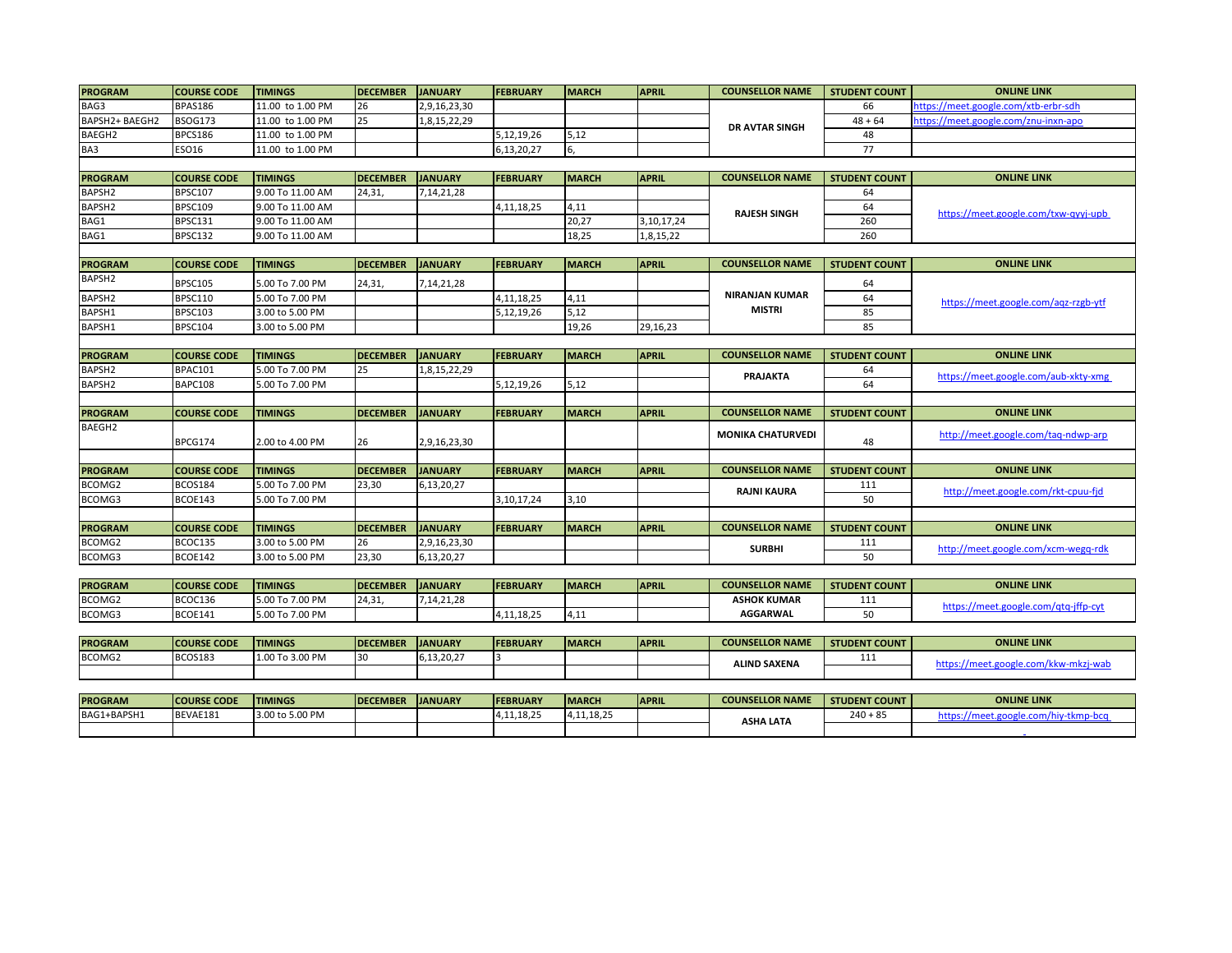| PROGRAM | COURSE CODE | TIMINGS | DECEMBER | JANUARY | FEBRUARY | MARCH | APRIL | COUNSELLOR NAME | STUDENT COUNT | ONLINE LINK |
|---|---|---|---|---|---|---|---|---|---|---|
| BAG3 | BPAS186 | 11.00 to 1.00 PM | 26 | 2,9,16,23,30 | | | | DR AVTAR SINGH | 66 | https://meet.google.com/xtb-erbr-sdh |
| BAPSH2+ BAEGH2 | BSOG173 | 11.00 to 1.00 PM | 25 | 1,8,15,22,29 | | | | | 48 + 64 | https://meet.google.com/znu-inxn-apo |
| BAEGH2 | BPCS186 | 11.00 to 1.00 PM | | | 5,12,19,26 | 5,12 | | | 48 | |
| BA3 | ESO16 | 11.00 to 1.00 PM | | | 6,13,20,27 | 6, | | | 77 | |

| PROGRAM | COURSE CODE | TIMINGS | DECEMBER | JANUARY | FEBRUARY | MARCH | APRIL | COUNSELLOR NAME | STUDENT COUNT | ONLINE LINK |
|---|---|---|---|---|---|---|---|---|---|---|
| BAPSH2 | BPSC107 | 9.00 To 11.00 AM | 24,31, | 7,14,21,28 | | | | RAJESH SINGH | 64 | https://meet.google.com/txw-qyyj-upb |
| BAPSH2 | BPSC109 | 9.00 To 11.00 AM | | | 4,11,18,25 | 4,11 | | | 64 | |
| BAG1 | BPSC131 | 9.00 To 11.00 AM | | | | 20,27 | 3,10,17,24 | | 260 | |
| BAG1 | BPSC132 | 9.00 To 11.00 AM | | | | 18,25 | 1,8,15,22 | | 260 | |

| PROGRAM | COURSE CODE | TIMINGS | DECEMBER | JANUARY | FEBRUARY | MARCH | APRIL | COUNSELLOR NAME | STUDENT COUNT | ONLINE LINK |
|---|---|---|---|---|---|---|---|---|---|---|
| BAPSH2 | BPSC105 | 5.00 To 7.00 PM | 24,31, | 7,14,21,28 | | | | NIRANJAN KUMAR MISTRI | 64 | https://meet.google.com/aqz-rzgb-ytf |
| BAPSH2 | BPSC110 | 5.00 To 7.00 PM | | | 4,11,18,25 | 4,11 | | | 64 | |
| BAPSH1 | BPSC103 | 3.00 to 5.00 PM | | | 5,12,19,26 | 5,12 | | | 85 | |
| BAPSH1 | BPSC104 | 3.00 to 5.00 PM | | | | 19,26 | 29,16,23 | | 85 | |

| PROGRAM | COURSE CODE | TIMINGS | DECEMBER | JANUARY | FEBRUARY | MARCH | APRIL | COUNSELLOR NAME | STUDENT COUNT | ONLINE LINK |
|---|---|---|---|---|---|---|---|---|---|---|
| BAPSH2 | BPAC101 | 5.00 To 7.00 PM | 25 | 1,8,15,22,29 | | | | PRAJAKTA | 64 | https://meet.google.com/aub-xkty-xmg |
| BAPSH2 | BAPC108 | 5.00 To 7.00 PM | | | 5,12,19,26 | 5,12 | | | 64 | |

| PROGRAM | COURSE CODE | TIMINGS | DECEMBER | JANUARY | FEBRUARY | MARCH | APRIL | COUNSELLOR NAME | STUDENT COUNT | ONLINE LINK |
|---|---|---|---|---|---|---|---|---|---|---|
| BAEGH2 | BPCG174 | 2.00 to 4.00 PM | 26 | 2,9,16,23,30 | | | | MONIKA CHATURVEDI | 48 | http://meet.google.com/taq-ndwp-arp |

| PROGRAM | COURSE CODE | TIMINGS | DECEMBER | JANUARY | FEBRUARY | MARCH | APRIL | COUNSELLOR NAME | STUDENT COUNT | ONLINE LINK |
|---|---|---|---|---|---|---|---|---|---|---|
| BCOMG2 | BCOS184 | 5.00 To 7.00 PM | 23,30 | 6,13,20,27 | | | | RAJNI KAURA | 111 | http://meet.google.com/rkt-cpuu-fjd |
| BCOMG3 | BCOE143 | 5.00 To 7.00 PM | | | 3,10,17,24 | 3,10 | | | 50 | |

| PROGRAM | COURSE CODE | TIMINGS | DECEMBER | JANUARY | FEBRUARY | MARCH | APRIL | COUNSELLOR NAME | STUDENT COUNT | ONLINE LINK |
|---|---|---|---|---|---|---|---|---|---|---|
| BCOMG2 | BCOC135 | 3.00 to 5.00 PM | 26 | 2,9,16,23,30 | | | | SURBHI | 111 | http://meet.google.com/xcm-wegq-rdk |
| BCOMG3 | BCOE142 | 3.00 to 5.00 PM | 23,30 | 6,13,20,27 | | | | | 50 | |

| PROGRAM | COURSE CODE | TIMINGS | DECEMBER | JANUARY | FEBRUARY | MARCH | APRIL | COUNSELLOR NAME | STUDENT COUNT | ONLINE LINK |
|---|---|---|---|---|---|---|---|---|---|---|
| BCOMG2 | BCOC136 | 5.00 To 7.00 PM | 24,31, | 7,14,21,28 | | | | ASHOK KUMAR AGGARWAL | 111 | https://meet.google.com/qtq-jffp-cyt |
| BCOMG3 | BCOE141 | 5.00 To 7.00 PM | | | 4,11,18,25 | 4,11 | | | 50 | |

| PROGRAM | COURSE CODE | TIMINGS | DECEMBER | JANUARY | FEBRUARY | MARCH | APRIL | COUNSELLOR NAME | STUDENT COUNT | ONLINE LINK |
|---|---|---|---|---|---|---|---|---|---|---|
| BCOMG2 | BCOS183 | 1.00 To 3.00 PM | 30 | 6,13,20,27 | 3 | | | ALIND SAXENA | 111 | https://meet.google.com/kkw-mkzj-wab |

| PROGRAM | COURSE CODE | TIMINGS | DECEMBER | JANUARY | FEBRUARY | MARCH | APRIL | COUNSELLOR NAME | STUDENT COUNT | ONLINE LINK |
|---|---|---|---|---|---|---|---|---|---|---|
| BAG1+BAPSH1 | BEVAE181 | 3.00 to 5.00 PM | | | 4,11,18,25 | 4,11,18,25 | | ASHA LATA | 240 + 85 | https://meet.google.com/hiy-tkmp-bcq |